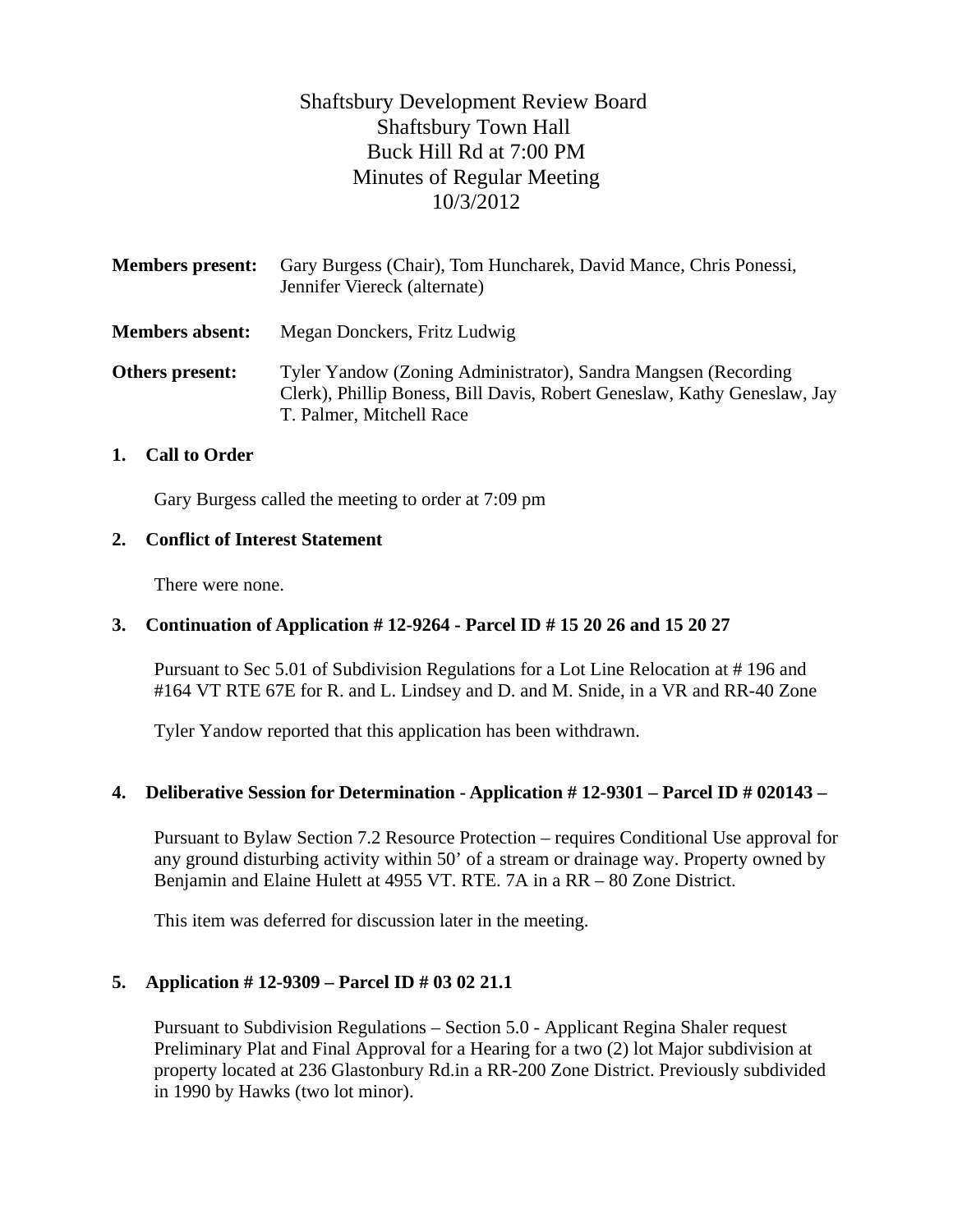# Shaftsbury Development Review Board
Shaftsbury Town Hall
Buck Hill Rd at 7:00 PM
Minutes of Regular Meeting
10/3/2012

**Members present:** Gary Burgess (Chair), Tom Huncharek, David Mance, Chris Ponessi, Jennifer Viereck (alternate)

**Members absent:** Megan Donckers, Fritz Ludwig

**Others present:** Tyler Yandow (Zoning Administrator), Sandra Mangsen (Recording Clerk), Phillip Boness, Bill Davis, Robert Geneslaw, Kathy Geneslaw, Jay T. Palmer, Mitchell Race

## 1. Call to Order

Gary Burgess called the meeting to order at 7:09 pm

## 2. Conflict of Interest Statement

There were none.

## 3. Continuation of Application # 12-9264 - Parcel ID # 15 20 26 and 15 20 27

Pursuant to Sec 5.01 of Subdivision Regulations for a Lot Line Relocation at # 196 and #164 VT RTE 67E for R. and L. Lindsey and D. and M. Snide, in a VR and RR-40 Zone

Tyler Yandow reported that this application has been withdrawn.

## 4. Deliberative Session for Determination - Application # 12-9301 – Parcel ID # 020143 –

Pursuant to Bylaw Section 7.2 Resource Protection – requires Conditional Use approval for any ground disturbing activity within 50' of a stream or drainage way. Property owned by Benjamin and Elaine Hulett at 4955 VT. RTE. 7A in a RR – 80 Zone District.

This item was deferred for discussion later in the meeting.

## 5. Application # 12-9309 – Parcel ID # 03 02 21.1

Pursuant to Subdivision Regulations – Section 5.0 - Applicant Regina Shaler request Preliminary Plat and Final Approval for a Hearing for a two (2) lot Major subdivision at property located at 236 Glastonbury Rd.in a RR-200 Zone District. Previously subdivided in 1990 by Hawks (two lot minor).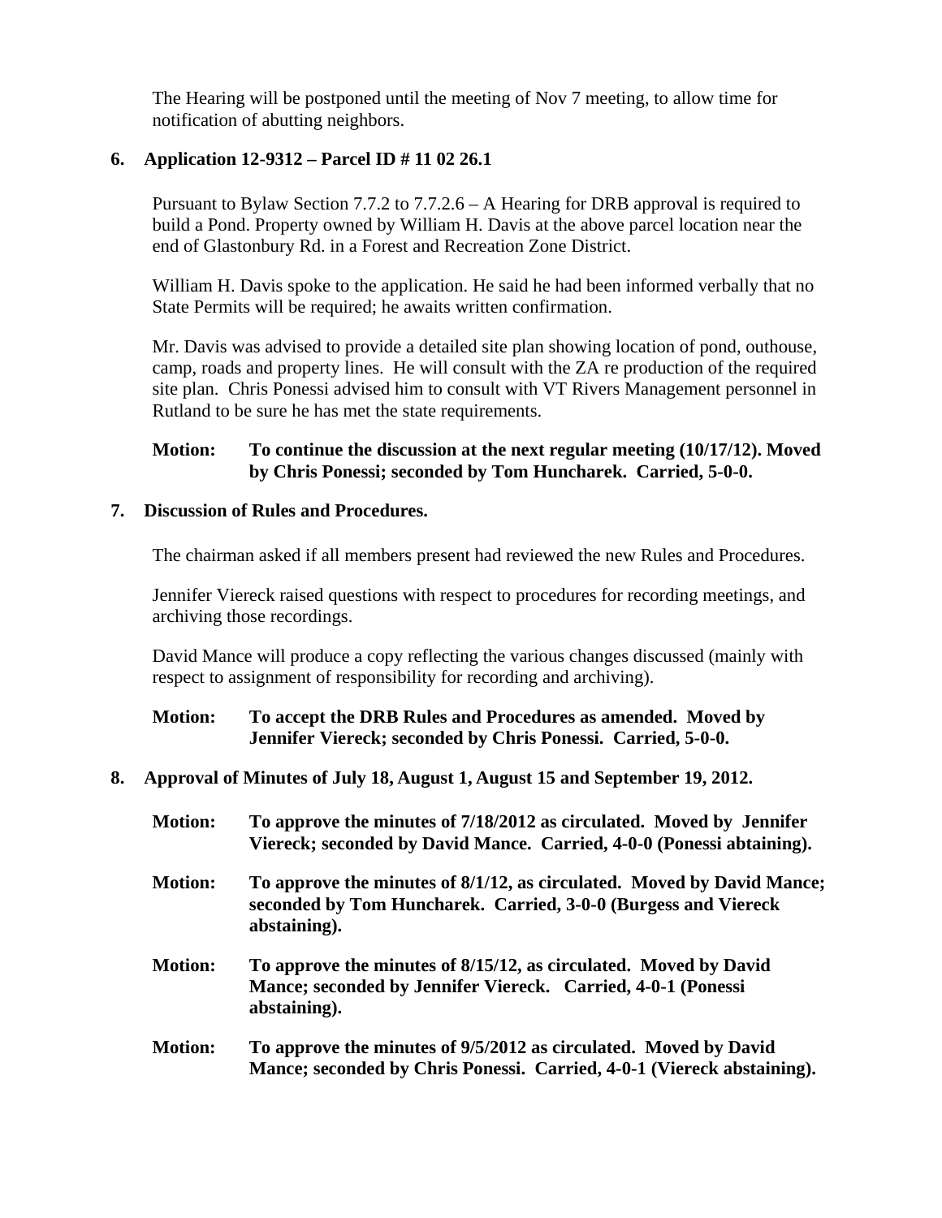The Hearing will be postponed until the meeting of Nov 7 meeting, to allow time for notification of abutting neighbors.

**6. Application 12-9312 – Parcel ID # 11 02 26.1**

Pursuant to Bylaw Section 7.7.2 to 7.7.2.6 – A Hearing for DRB approval is required to build a Pond. Property owned by William H. Davis at the above parcel location near the end of Glastonbury Rd. in a Forest and Recreation Zone District.

William H. Davis spoke to the application. He said he had been informed verbally that no State Permits will be required; he awaits written confirmation.

Mr. Davis was advised to provide a detailed site plan showing location of pond, outhouse, camp, roads and property lines. He will consult with the ZA re production of the required site plan. Chris Ponessi advised him to consult with VT Rivers Management personnel in Rutland to be sure he has met the state requirements.

**Motion: To continue the discussion at the next regular meeting (10/17/12). Moved by Chris Ponessi; seconded by Tom Huncharek. Carried, 5-0-0.**

**7. Discussion of Rules and Procedures.**

The chairman asked if all members present had reviewed the new Rules and Procedures.

Jennifer Viereck raised questions with respect to procedures for recording meetings, and archiving those recordings.

David Mance will produce a copy reflecting the various changes discussed (mainly with respect to assignment of responsibility for recording and archiving).

**Motion: To accept the DRB Rules and Procedures as amended. Moved by Jennifer Viereck; seconded by Chris Ponessi. Carried, 5-0-0.**

**8. Approval of Minutes of July 18, August 1, August 15 and September 19, 2012.**

**Motion: To approve the minutes of 7/18/2012 as circulated. Moved by Jennifer Viereck; seconded by David Mance. Carried, 4-0-0 (Ponessi abtaining).**

**Motion: To approve the minutes of 8/1/12, as circulated. Moved by David Mance; seconded by Tom Huncharek. Carried, 3-0-0 (Burgess and Viereck abstaining).**

**Motion: To approve the minutes of 8/15/12, as circulated. Moved by David Mance; seconded by Jennifer Viereck. Carried, 4-0-1 (Ponessi abstaining).**

**Motion: To approve the minutes of 9/5/2012 as circulated. Moved by David Mance; seconded by Chris Ponessi. Carried, 4-0-1 (Viereck abstaining).**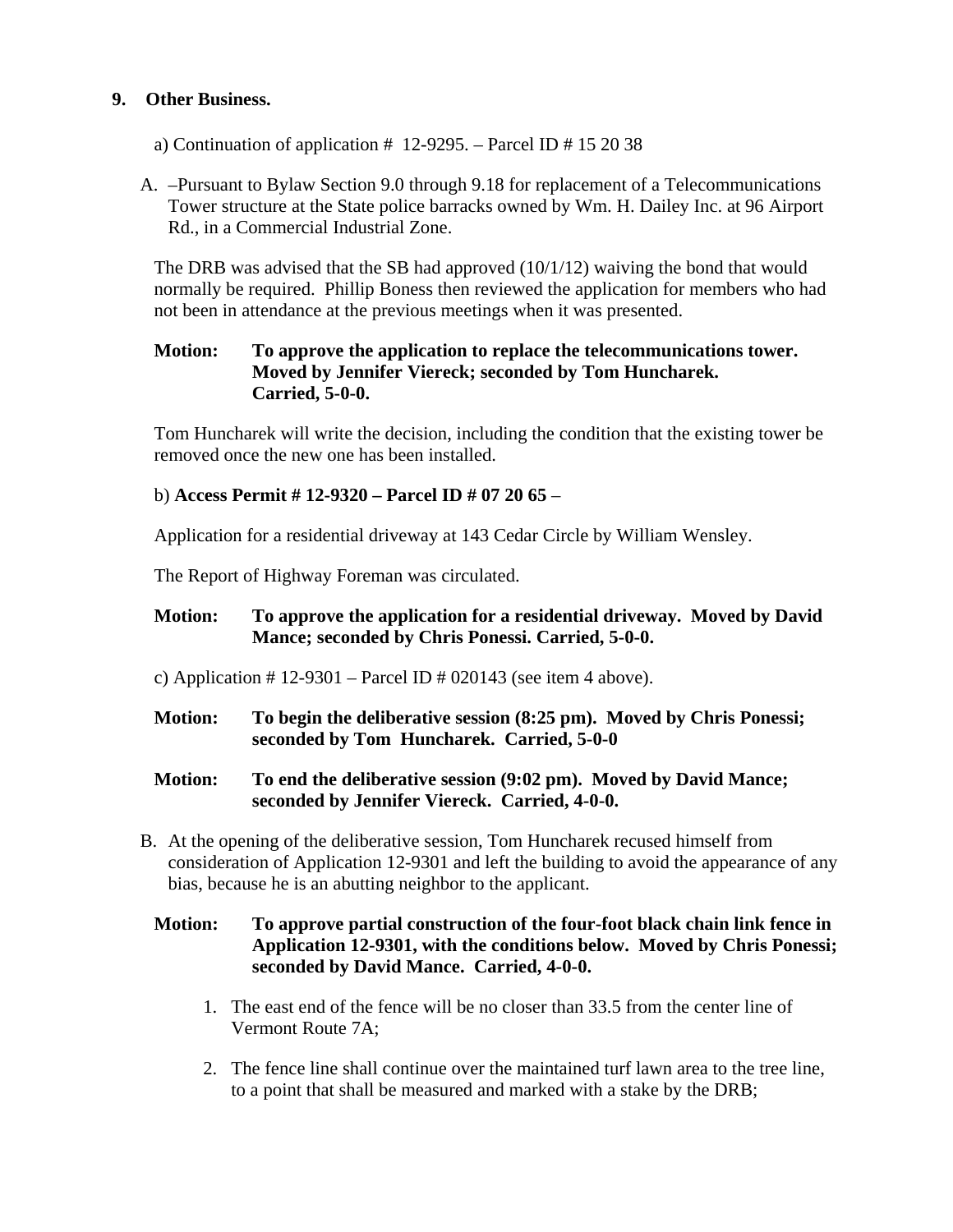## 9. Other Business.

a) Continuation of application # 12-9295. – Parcel ID # 15 20 38

A. –Pursuant to Bylaw Section 9.0 through 9.18 for replacement of a Telecommunications Tower structure at the State police barracks owned by Wm. H. Dailey Inc. at 96 Airport Rd., in a Commercial Industrial Zone.

The DRB was advised that the SB had approved (10/1/12) waiving the bond that would normally be required. Phillip Boness then reviewed the application for members who had not been in attendance at the previous meetings when it was presented.

**Motion: To approve the application to replace the telecommunications tower. Moved by Jennifer Viereck; seconded by Tom Huncharek. Carried, 5-0-0.**

Tom Huncharek will write the decision, including the condition that the existing tower be removed once the new one has been installed.

b) **Access Permit # 12-9320 – Parcel ID # 07 20 65** –

Application for a residential driveway at 143 Cedar Circle by William Wensley.

The Report of Highway Foreman was circulated.

**Motion: To approve the application for a residential driveway. Moved by David Mance; seconded by Chris Ponessi. Carried, 5-0-0.**

c) Application # 12-9301 – Parcel ID # 020143 (see item 4 above).

**Motion: To begin the deliberative session (8:25 pm). Moved by Chris Ponessi; seconded by Tom Huncharek. Carried, 5-0-0**

**Motion: To end the deliberative session (9:02 pm). Moved by David Mance; seconded by Jennifer Viereck. Carried, 4-0-0.**

B. At the opening of the deliberative session, Tom Huncharek recused himself from consideration of Application 12-9301 and left the building to avoid the appearance of any bias, because he is an abutting neighbor to the applicant.

**Motion: To approve partial construction of the four-foot black chain link fence in Application 12-9301, with the conditions below. Moved by Chris Ponessi; seconded by David Mance. Carried, 4-0-0.**

1. The east end of the fence will be no closer than 33.5 from the center line of Vermont Route 7A;
2. The fence line shall continue over the maintained turf lawn area to the tree line, to a point that shall be measured and marked with a stake by the DRB;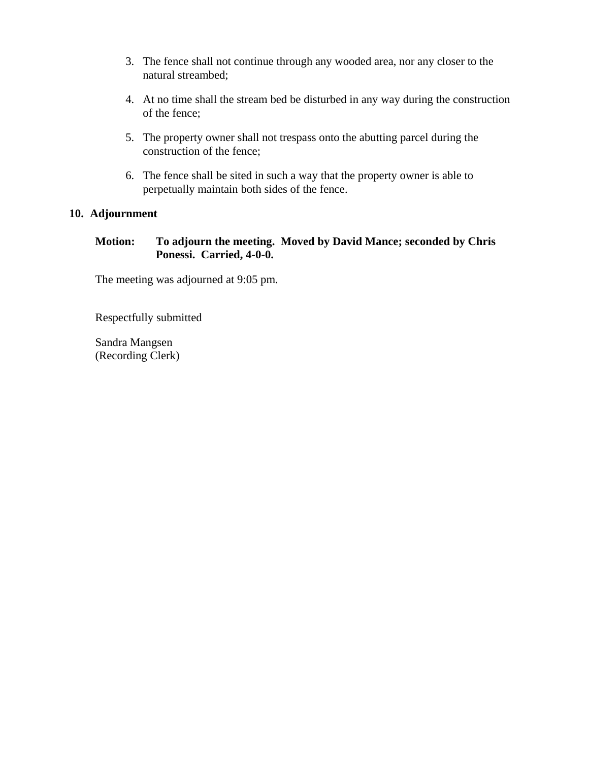3. The fence shall not continue through any wooded area, nor any closer to the natural streambed;

4. At no time shall the stream bed be disturbed in any way during the construction of the fence;

5. The property owner shall not trespass onto the abutting parcel during the construction of the fence;

6. The fence shall be sited in such a way that the property owner is able to perpetually maintain both sides of the fence.

## 10. Adjournment

**Motion: To adjourn the meeting. Moved by David Mance; seconded by Chris Ponessi. Carried, 4-0-0.**

The meeting was adjourned at 9:05 pm.

Respectfully submitted

Sandra Mangsen
(Recording Clerk)